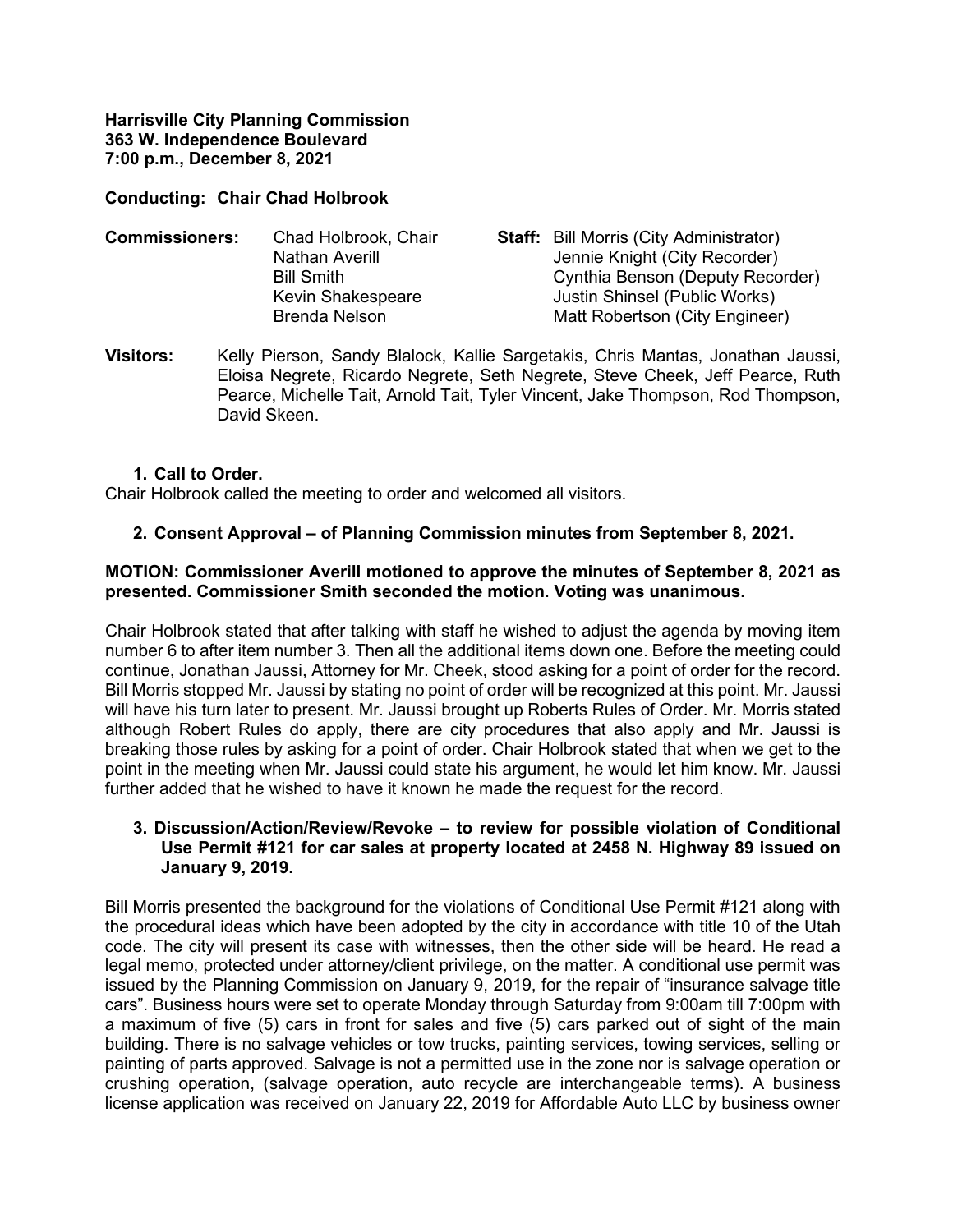**Harrisville City Planning Commission**
**363 W. Independence Boulevard**
**7:00 p.m., December 8, 2021**

**Conducting: Chair Chad Holbrook**

| | | | |
|---|---|---|---|
| **Commissioners:** | Chad Holbrook, Chair | **Staff:** | Bill Morris (City Administrator) |
| | Nathan Averill | | Jennie Knight (City Recorder) |
| | Bill Smith | | Cynthia Benson (Deputy Recorder) |
| | Kevin Shakespeare | | Justin Shinsel (Public Works) |
| | Brenda Nelson | | Matt Robertson (City Engineer) |

**Visitors:** Kelly Pierson, Sandy Blalock, Kallie Sargetakis, Chris Mantas, Jonathan Jaussi, Eloisa Negrete, Ricardo Negrete, Seth Negrete, Steve Cheek, Jeff Pearce, Ruth Pearce, Michelle Tait, Arnold Tait, Tyler Vincent, Jake Thompson, Rod Thompson, David Skeen.

**1. Call to Order.**

Chair Holbrook called the meeting to order and welcomed all visitors.

**2. Consent Approval – of Planning Commission minutes from September 8, 2021.**

**MOTION: Commissioner Averill motioned to approve the minutes of September 8, 2021 as presented. Commissioner Smith seconded the motion. Voting was unanimous.**

Chair Holbrook stated that after talking with staff he wished to adjust the agenda by moving item number 6 to after item number 3. Then all the additional items down one. Before the meeting could continue, Jonathan Jaussi, Attorney for Mr. Cheek, stood asking for a point of order for the record. Bill Morris stopped Mr. Jaussi by stating no point of order will be recognized at this point. Mr. Jaussi will have his turn later to present. Mr. Jaussi brought up Roberts Rules of Order. Mr. Morris stated although Robert Rules do apply, there are city procedures that also apply and Mr. Jaussi is breaking those rules by asking for a point of order. Chair Holbrook stated that when we get to the point in the meeting when Mr. Jaussi could state his argument, he would let him know. Mr. Jaussi further added that he wished to have it known he made the request for the record.

**3. Discussion/Action/Review/Revoke – to review for possible violation of Conditional Use Permit #121 for car sales at property located at 2458 N. Highway 89 issued on January 9, 2019.**

Bill Morris presented the background for the violations of Conditional Use Permit #121 along with the procedural ideas which have been adopted by the city in accordance with title 10 of the Utah code. The city will present its case with witnesses, then the other side will be heard. He read a legal memo, protected under attorney/client privilege, on the matter. A conditional use permit was issued by the Planning Commission on January 9, 2019, for the repair of "insurance salvage title cars". Business hours were set to operate Monday through Saturday from 9:00am till 7:00pm with a maximum of five (5) cars in front for sales and five (5) cars parked out of sight of the main building. There is no salvage vehicles or tow trucks, painting services, towing services, selling or painting of parts approved. Salvage is not a permitted use in the zone nor is salvage operation or crushing operation, (salvage operation, auto recycle are interchangeable terms). A business license application was received on January 22, 2019 for Affordable Auto LLC by business owner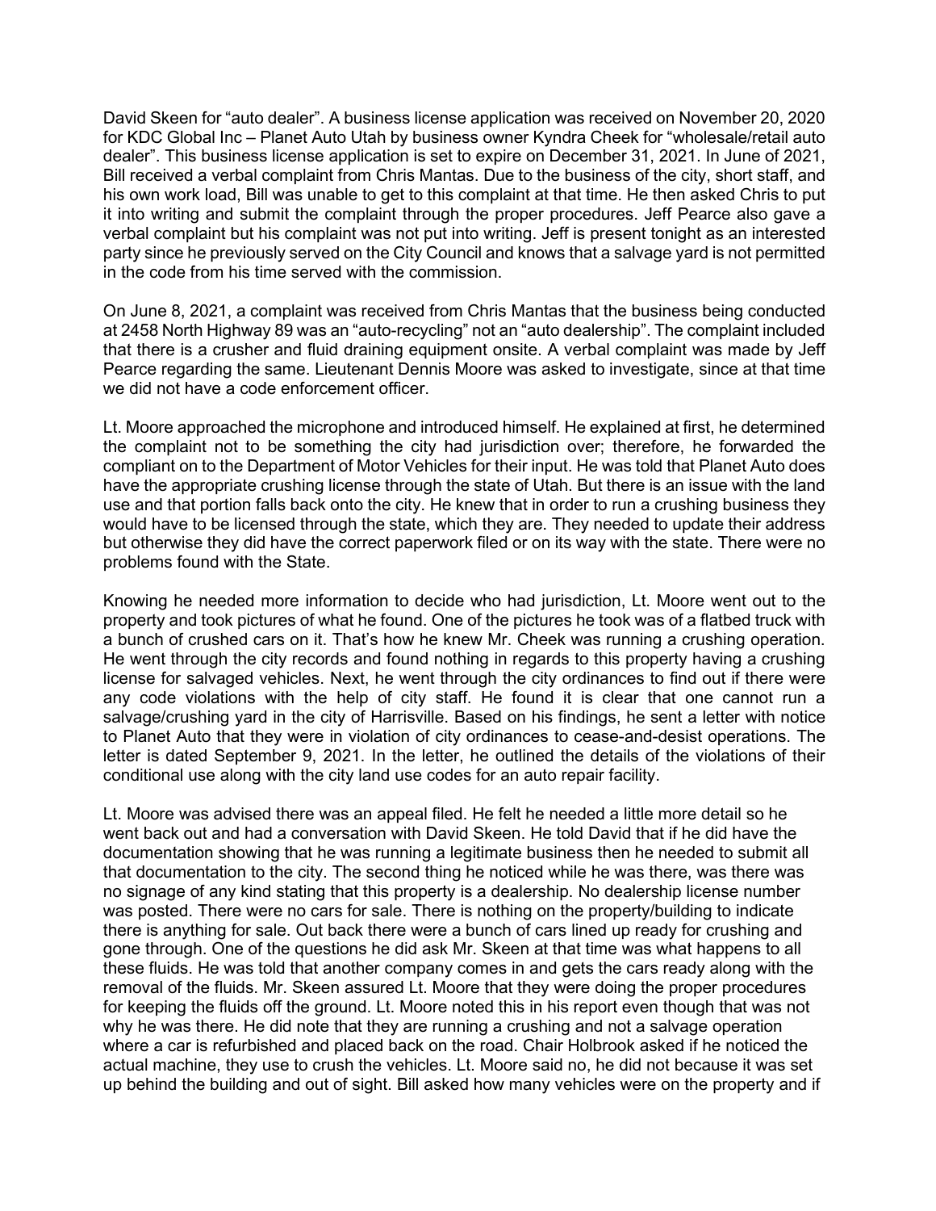David Skeen for "auto dealer". A business license application was received on November 20, 2020 for KDC Global Inc – Planet Auto Utah by business owner Kyndra Cheek for "wholesale/retail auto dealer". This business license application is set to expire on December 31, 2021. In June of 2021, Bill received a verbal complaint from Chris Mantas. Due to the business of the city, short staff, and his own work load, Bill was unable to get to this complaint at that time. He then asked Chris to put it into writing and submit the complaint through the proper procedures. Jeff Pearce also gave a verbal complaint but his complaint was not put into writing. Jeff is present tonight as an interested party since he previously served on the City Council and knows that a salvage yard is not permitted in the code from his time served with the commission.

On June 8, 2021, a complaint was received from Chris Mantas that the business being conducted at 2458 North Highway 89 was an "auto-recycling" not an "auto dealership". The complaint included that there is a crusher and fluid draining equipment onsite. A verbal complaint was made by Jeff Pearce regarding the same. Lieutenant Dennis Moore was asked to investigate, since at that time we did not have a code enforcement officer.

Lt. Moore approached the microphone and introduced himself. He explained at first, he determined the complaint not to be something the city had jurisdiction over; therefore, he forwarded the compliant on to the Department of Motor Vehicles for their input. He was told that Planet Auto does have the appropriate crushing license through the state of Utah. But there is an issue with the land use and that portion falls back onto the city. He knew that in order to run a crushing business they would have to be licensed through the state, which they are. They needed to update their address but otherwise they did have the correct paperwork filed or on its way with the state. There were no problems found with the State.

Knowing he needed more information to decide who had jurisdiction, Lt. Moore went out to the property and took pictures of what he found. One of the pictures he took was of a flatbed truck with a bunch of crushed cars on it. That's how he knew Mr. Cheek was running a crushing operation. He went through the city records and found nothing in regards to this property having a crushing license for salvaged vehicles. Next, he went through the city ordinances to find out if there were any code violations with the help of city staff. He found it is clear that one cannot run a salvage/crushing yard in the city of Harrisville. Based on his findings, he sent a letter with notice to Planet Auto that they were in violation of city ordinances to cease-and-desist operations. The letter is dated September 9, 2021. In the letter, he outlined the details of the violations of their conditional use along with the city land use codes for an auto repair facility.

Lt. Moore was advised there was an appeal filed. He felt he needed a little more detail so he went back out and had a conversation with David Skeen. He told David that if he did have the documentation showing that he was running a legitimate business then he needed to submit all that documentation to the city. The second thing he noticed while he was there, was there was no signage of any kind stating that this property is a dealership. No dealership license number was posted. There were no cars for sale. There is nothing on the property/building to indicate there is anything for sale. Out back there were a bunch of cars lined up ready for crushing and gone through. One of the questions he did ask Mr. Skeen at that time was what happens to all these fluids. He was told that another company comes in and gets the cars ready along with the removal of the fluids. Mr. Skeen assured Lt. Moore that they were doing the proper procedures for keeping the fluids off the ground. Lt. Moore noted this in his report even though that was not why he was there. He did note that they are running a crushing and not a salvage operation where a car is refurbished and placed back on the road. Chair Holbrook asked if he noticed the actual machine, they use to crush the vehicles. Lt. Moore said no, he did not because it was set up behind the building and out of sight. Bill asked how many vehicles were on the property and if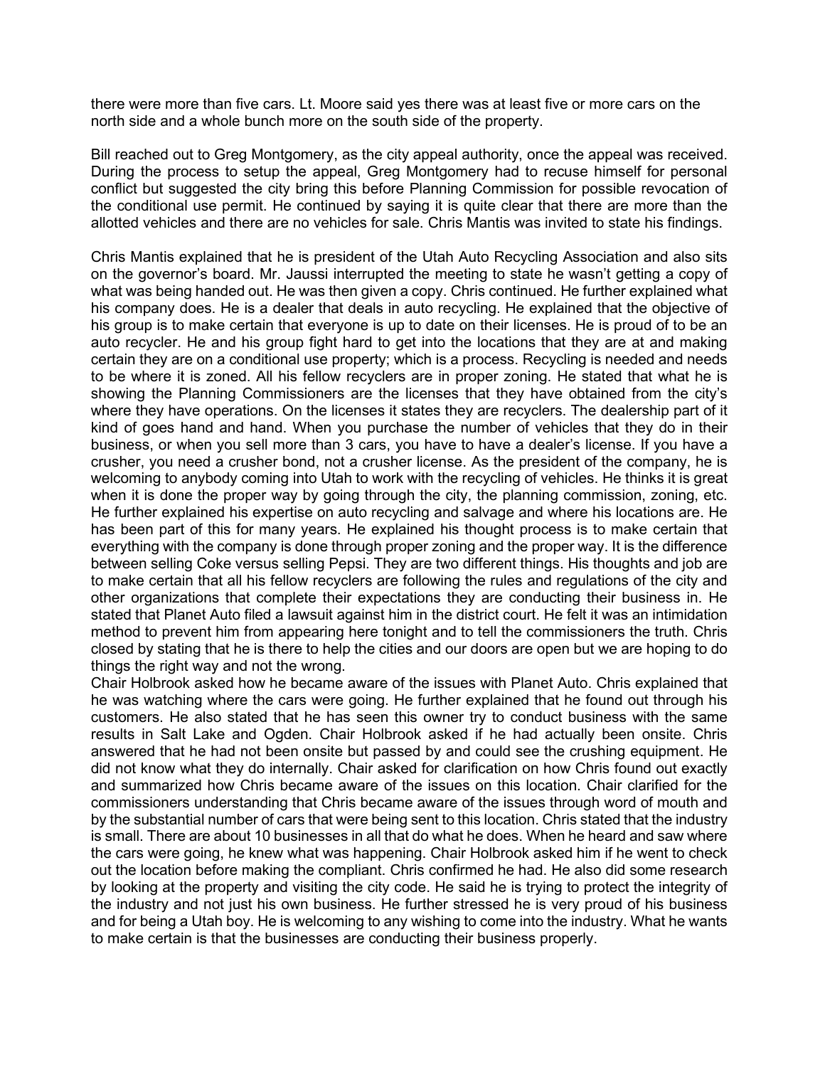there were more than five cars. Lt. Moore said yes there was at least five or more cars on the north side and a whole bunch more on the south side of the property.

Bill reached out to Greg Montgomery, as the city appeal authority, once the appeal was received. During the process to setup the appeal, Greg Montgomery had to recuse himself for personal conflict but suggested the city bring this before Planning Commission for possible revocation of the conditional use permit. He continued by saying it is quite clear that there are more than the allotted vehicles and there are no vehicles for sale. Chris Mantis was invited to state his findings.

Chris Mantis explained that he is president of the Utah Auto Recycling Association and also sits on the governor's board. Mr. Jaussi interrupted the meeting to state he wasn't getting a copy of what was being handed out. He was then given a copy. Chris continued. He further explained what his company does. He is a dealer that deals in auto recycling. He explained that the objective of his group is to make certain that everyone is up to date on their licenses. He is proud of to be an auto recycler. He and his group fight hard to get into the locations that they are at and making certain they are on a conditional use property; which is a process. Recycling is needed and needs to be where it is zoned. All his fellow recyclers are in proper zoning. He stated that what he is showing the Planning Commissioners are the licenses that they have obtained from the city's where they have operations. On the licenses it states they are recyclers. The dealership part of it kind of goes hand and hand. When you purchase the number of vehicles that they do in their business, or when you sell more than 3 cars, you have to have a dealer's license. If you have a crusher, you need a crusher bond, not a crusher license. As the president of the company, he is welcoming to anybody coming into Utah to work with the recycling of vehicles. He thinks it is great when it is done the proper way by going through the city, the planning commission, zoning, etc. He further explained his expertise on auto recycling and salvage and where his locations are. He has been part of this for many years. He explained his thought process is to make certain that everything with the company is done through proper zoning and the proper way. It is the difference between selling Coke versus selling Pepsi. They are two different things. His thoughts and job are to make certain that all his fellow recyclers are following the rules and regulations of the city and other organizations that complete their expectations they are conducting their business in. He stated that Planet Auto filed a lawsuit against him in the district court. He felt it was an intimidation method to prevent him from appearing here tonight and to tell the commissioners the truth. Chris closed by stating that he is there to help the cities and our doors are open but we are hoping to do things the right way and not the wrong.

Chair Holbrook asked how he became aware of the issues with Planet Auto. Chris explained that he was watching where the cars were going. He further explained that he found out through his customers. He also stated that he has seen this owner try to conduct business with the same results in Salt Lake and Ogden. Chair Holbrook asked if he had actually been onsite. Chris answered that he had not been onsite but passed by and could see the crushing equipment. He did not know what they do internally. Chair asked for clarification on how Chris found out exactly and summarized how Chris became aware of the issues on this location. Chair clarified for the commissioners understanding that Chris became aware of the issues through word of mouth and by the substantial number of cars that were being sent to this location. Chris stated that the industry is small. There are about 10 businesses in all that do what he does. When he heard and saw where the cars were going, he knew what was happening. Chair Holbrook asked him if he went to check out the location before making the compliant. Chris confirmed he had. He also did some research by looking at the property and visiting the city code. He said he is trying to protect the integrity of the industry and not just his own business. He further stressed he is very proud of his business and for being a Utah boy. He is welcoming to any wishing to come into the industry. What he wants to make certain is that the businesses are conducting their business properly.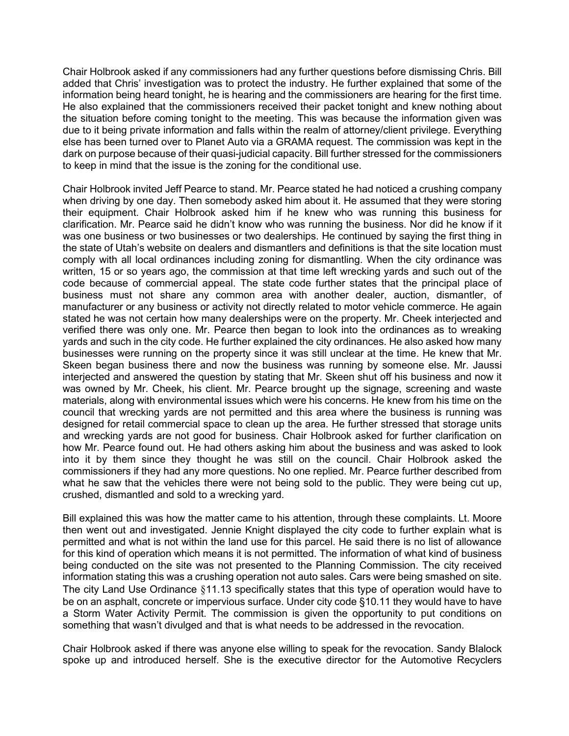Chair Holbrook asked if any commissioners had any further questions before dismissing Chris. Bill added that Chris' investigation was to protect the industry. He further explained that some of the information being heard tonight, he is hearing and the commissioners are hearing for the first time. He also explained that the commissioners received their packet tonight and knew nothing about the situation before coming tonight to the meeting. This was because the information given was due to it being private information and falls within the realm of attorney/client privilege. Everything else has been turned over to Planet Auto via a GRAMA request. The commission was kept in the dark on purpose because of their quasi-judicial capacity. Bill further stressed for the commissioners to keep in mind that the issue is the zoning for the conditional use.

Chair Holbrook invited Jeff Pearce to stand. Mr. Pearce stated he had noticed a crushing company when driving by one day. Then somebody asked him about it. He assumed that they were storing their equipment. Chair Holbrook asked him if he knew who was running this business for clarification. Mr. Pearce said he didn't know who was running the business. Nor did he know if it was one business or two businesses or two dealerships. He continued by saying the first thing in the state of Utah's website on dealers and dismantlers and definitions is that the site location must comply with all local ordinances including zoning for dismantling. When the city ordinance was written, 15 or so years ago, the commission at that time left wrecking yards and such out of the code because of commercial appeal. The state code further states that the principal place of business must not share any common area with another dealer, auction, dismantler, of manufacturer or any business or activity not directly related to motor vehicle commerce. He again stated he was not certain how many dealerships were on the property. Mr. Cheek interjected and verified there was only one. Mr. Pearce then began to look into the ordinances as to wreaking yards and such in the city code. He further explained the city ordinances. He also asked how many businesses were running on the property since it was still unclear at the time. He knew that Mr. Skeen began business there and now the business was running by someone else. Mr. Jaussi interjected and answered the question by stating that Mr. Skeen shut off his business and now it was owned by Mr. Cheek, his client. Mr. Pearce brought up the signage, screening and waste materials, along with environmental issues which were his concerns. He knew from his time on the council that wrecking yards are not permitted and this area where the business is running was designed for retail commercial space to clean up the area. He further stressed that storage units and wrecking yards are not good for business. Chair Holbrook asked for further clarification on how Mr. Pearce found out. He had others asking him about the business and was asked to look into it by them since they thought he was still on the council. Chair Holbrook asked the commissioners if they had any more questions. No one replied. Mr. Pearce further described from what he saw that the vehicles there were not being sold to the public. They were being cut up, crushed, dismantled and sold to a wrecking yard.

Bill explained this was how the matter came to his attention, through these complaints. Lt. Moore then went out and investigated. Jennie Knight displayed the city code to further explain what is permitted and what is not within the land use for this parcel. He said there is no list of allowance for this kind of operation which means it is not permitted. The information of what kind of business being conducted on the site was not presented to the Planning Commission. The city received information stating this was a crushing operation not auto sales. Cars were being smashed on site. The city Land Use Ordinance §11.13 specifically states that this type of operation would have to be on an asphalt, concrete or impervious surface. Under city code §10.11 they would have to have a Storm Water Activity Permit. The commission is given the opportunity to put conditions on something that wasn't divulged and that is what needs to be addressed in the revocation.

Chair Holbrook asked if there was anyone else willing to speak for the revocation. Sandy Blalock spoke up and introduced herself. She is the executive director for the Automotive Recyclers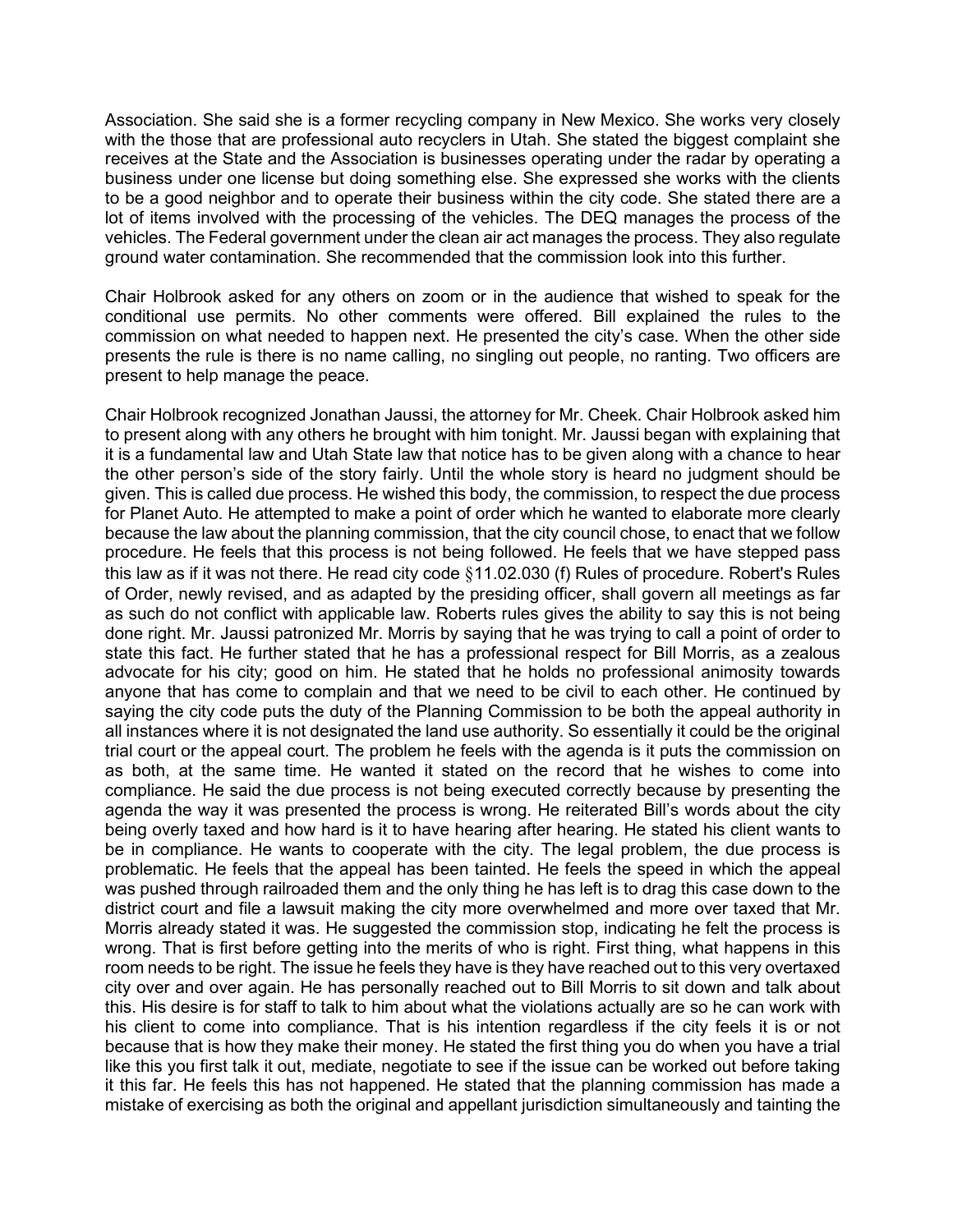Association. She said she is a former recycling company in New Mexico. She works very closely with the those that are professional auto recyclers in Utah. She stated the biggest complaint she receives at the State and the Association is businesses operating under the radar by operating a business under one license but doing something else. She expressed she works with the clients to be a good neighbor and to operate their business within the city code. She stated there are a lot of items involved with the processing of the vehicles. The DEQ manages the process of the vehicles. The Federal government under the clean air act manages the process. They also regulate ground water contamination. She recommended that the commission look into this further.

Chair Holbrook asked for any others on zoom or in the audience that wished to speak for the conditional use permits. No other comments were offered. Bill explained the rules to the commission on what needed to happen next. He presented the city's case. When the other side presents the rule is there is no name calling, no singling out people, no ranting. Two officers are present to help manage the peace.

Chair Holbrook recognized Jonathan Jaussi, the attorney for Mr. Cheek. Chair Holbrook asked him to present along with any others he brought with him tonight. Mr. Jaussi began with explaining that it is a fundamental law and Utah State law that notice has to be given along with a chance to hear the other person's side of the story fairly. Until the whole story is heard no judgment should be given. This is called due process. He wished this body, the commission, to respect the due process for Planet Auto. He attempted to make a point of order which he wanted to elaborate more clearly because the law about the planning commission, that the city council chose, to enact that we follow procedure. He feels that this process is not being followed. He feels that we have stepped pass this law as if it was not there. He read city code §11.02.030 (f) Rules of procedure. Robert's Rules of Order, newly revised, and as adapted by the presiding officer, shall govern all meetings as far as such do not conflict with applicable law. Roberts rules gives the ability to say this is not being done right. Mr. Jaussi patronized Mr. Morris by saying that he was trying to call a point of order to state this fact. He further stated that he has a professional respect for Bill Morris, as a zealous advocate for his city; good on him. He stated that he holds no professional animosity towards anyone that has come to complain and that we need to be civil to each other. He continued by saying the city code puts the duty of the Planning Commission to be both the appeal authority in all instances where it is not designated the land use authority. So essentially it could be the original trial court or the appeal court. The problem he feels with the agenda is it puts the commission on as both, at the same time. He wanted it stated on the record that he wishes to come into compliance. He said the due process is not being executed correctly because by presenting the agenda the way it was presented the process is wrong. He reiterated Bill's words about the city being overly taxed and how hard is it to have hearing after hearing. He stated his client wants to be in compliance. He wants to cooperate with the city. The legal problem, the due process is problematic. He feels that the appeal has been tainted. He feels the speed in which the appeal was pushed through railroaded them and the only thing he has left is to drag this case down to the district court and file a lawsuit making the city more overwhelmed and more over taxed that Mr. Morris already stated it was. He suggested the commission stop, indicating he felt the process is wrong. That is first before getting into the merits of who is right. First thing, what happens in this room needs to be right. The issue he feels they have is they have reached out to this very overtaxed city over and over again. He has personally reached out to Bill Morris to sit down and talk about this. His desire is for staff to talk to him about what the violations actually are so he can work with his client to come into compliance. That is his intention regardless if the city feels it is or not because that is how they make their money. He stated the first thing you do when you have a trial like this you first talk it out, mediate, negotiate to see if the issue can be worked out before taking it this far. He feels this has not happened. He stated that the planning commission has made a mistake of exercising as both the original and appellant jurisdiction simultaneously and tainting the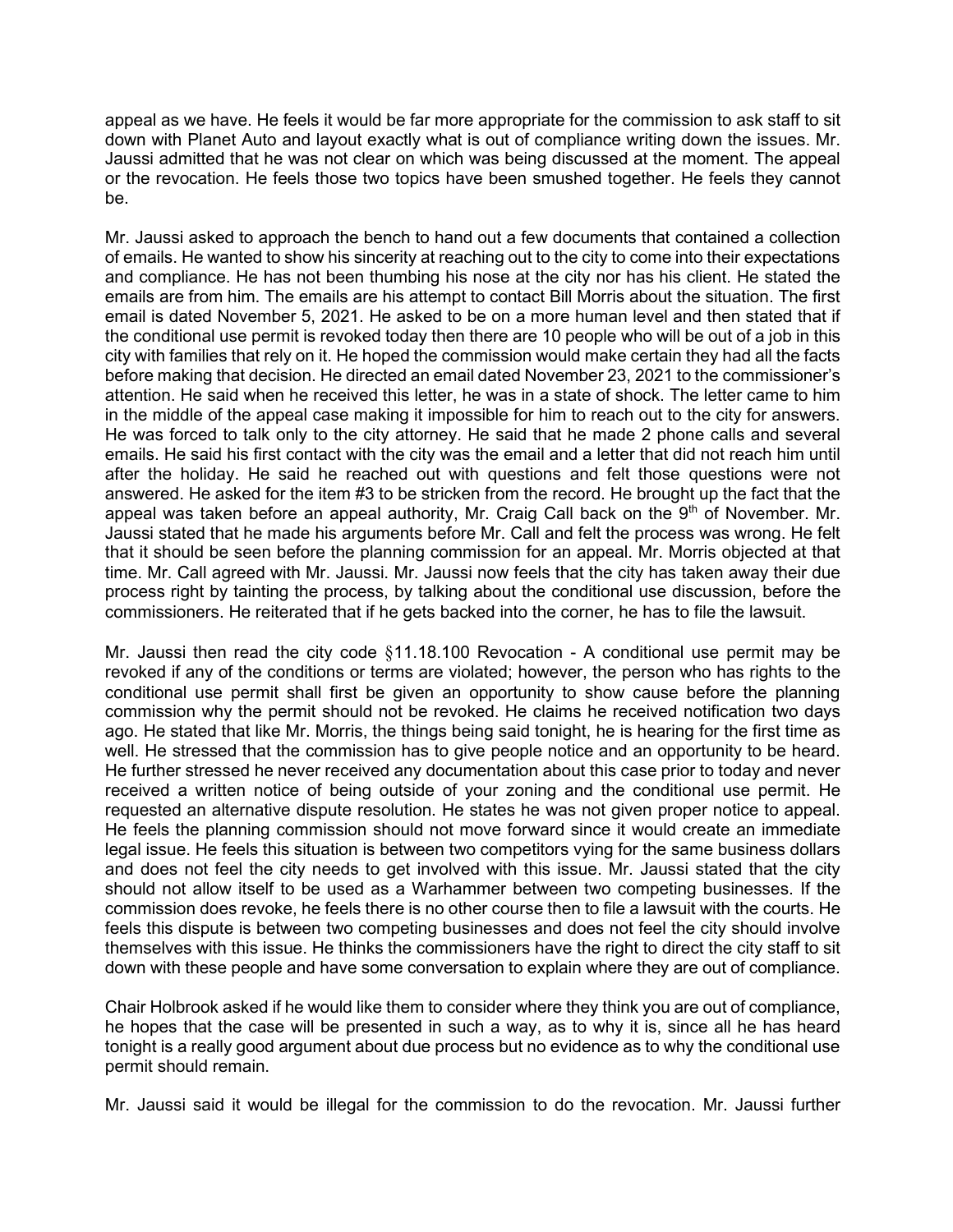appeal as we have. He feels it would be far more appropriate for the commission to ask staff to sit down with Planet Auto and layout exactly what is out of compliance writing down the issues. Mr. Jaussi admitted that he was not clear on which was being discussed at the moment. The appeal or the revocation. He feels those two topics have been smushed together. He feels they cannot be.

Mr. Jaussi asked to approach the bench to hand out a few documents that contained a collection of emails. He wanted to show his sincerity at reaching out to the city to come into their expectations and compliance. He has not been thumbing his nose at the city nor has his client. He stated the emails are from him. The emails are his attempt to contact Bill Morris about the situation. The first email is dated November 5, 2021. He asked to be on a more human level and then stated that if the conditional use permit is revoked today then there are 10 people who will be out of a job in this city with families that rely on it. He hoped the commission would make certain they had all the facts before making that decision. He directed an email dated November 23, 2021 to the commissioner's attention. He said when he received this letter, he was in a state of shock. The letter came to him in the middle of the appeal case making it impossible for him to reach out to the city for answers. He was forced to talk only to the city attorney. He said that he made 2 phone calls and several emails. He said his first contact with the city was the email and a letter that did not reach him until after the holiday. He said he reached out with questions and felt those questions were not answered. He asked for the item #3 to be stricken from the record. He brought up the fact that the appeal was taken before an appeal authority, Mr. Craig Call back on the 9th of November. Mr. Jaussi stated that he made his arguments before Mr. Call and felt the process was wrong. He felt that it should be seen before the planning commission for an appeal. Mr. Morris objected at that time. Mr. Call agreed with Mr. Jaussi. Mr. Jaussi now feels that the city has taken away their due process right by tainting the process, by talking about the conditional use discussion, before the commissioners. He reiterated that if he gets backed into the corner, he has to file the lawsuit.

Mr. Jaussi then read the city code §11.18.100 Revocation - A conditional use permit may be revoked if any of the conditions or terms are violated; however, the person who has rights to the conditional use permit shall first be given an opportunity to show cause before the planning commission why the permit should not be revoked. He claims he received notification two days ago. He stated that like Mr. Morris, the things being said tonight, he is hearing for the first time as well. He stressed that the commission has to give people notice and an opportunity to be heard. He further stressed he never received any documentation about this case prior to today and never received a written notice of being outside of your zoning and the conditional use permit. He requested an alternative dispute resolution. He states he was not given proper notice to appeal. He feels the planning commission should not move forward since it would create an immediate legal issue. He feels this situation is between two competitors vying for the same business dollars and does not feel the city needs to get involved with this issue. Mr. Jaussi stated that the city should not allow itself to be used as a Warhammer between two competing businesses. If the commission does revoke, he feels there is no other course then to file a lawsuit with the courts. He feels this dispute is between two competing businesses and does not feel the city should involve themselves with this issue. He thinks the commissioners have the right to direct the city staff to sit down with these people and have some conversation to explain where they are out of compliance.

Chair Holbrook asked if he would like them to consider where they think you are out of compliance, he hopes that the case will be presented in such a way, as to why it is, since all he has heard tonight is a really good argument about due process but no evidence as to why the conditional use permit should remain.

Mr. Jaussi said it would be illegal for the commission to do the revocation. Mr. Jaussi further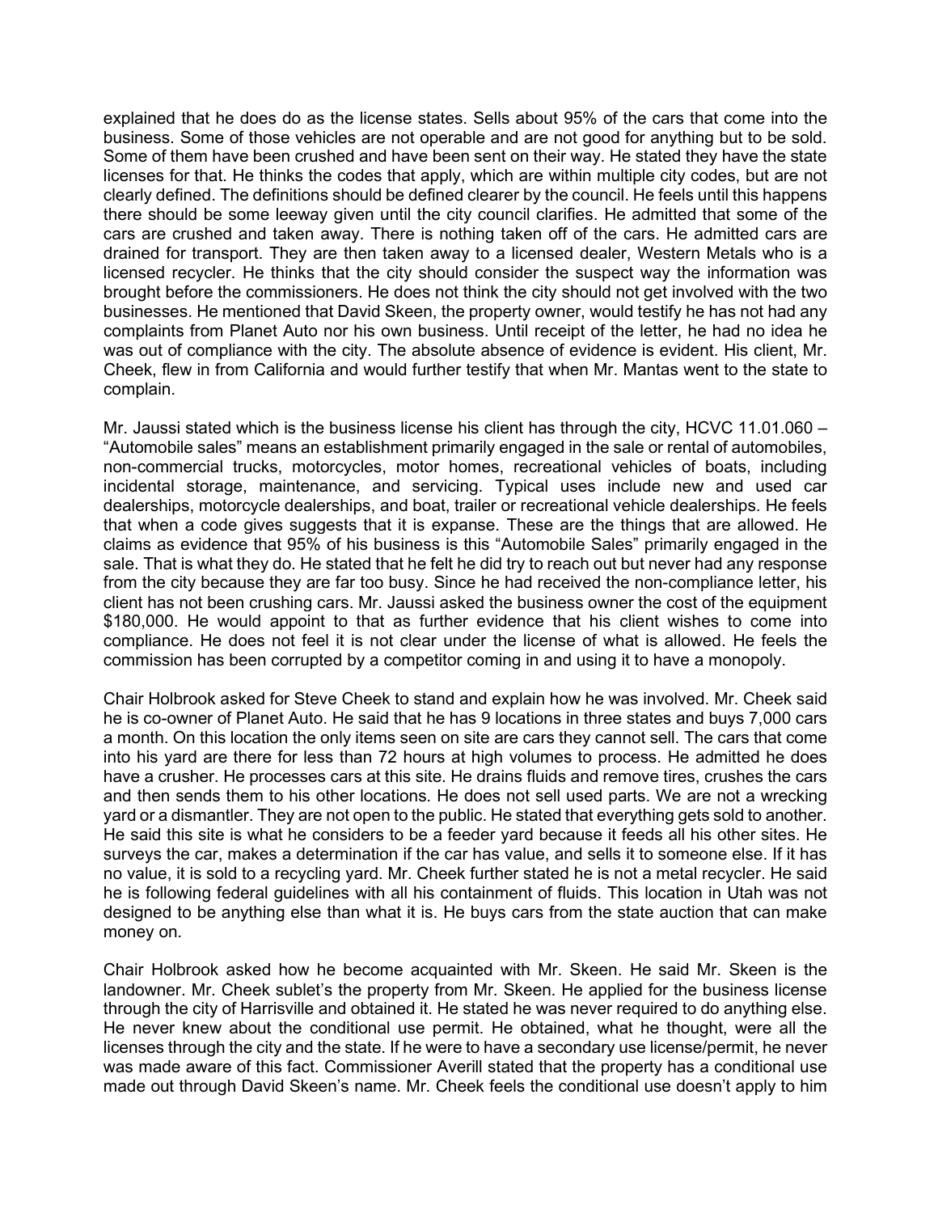explained that he does do as the license states. Sells about 95% of the cars that come into the business. Some of those vehicles are not operable and are not good for anything but to be sold. Some of them have been crushed and have been sent on their way. He stated they have the state licenses for that. He thinks the codes that apply, which are within multiple city codes, but are not clearly defined. The definitions should be defined clearer by the council. He feels until this happens there should be some leeway given until the city council clarifies. He admitted that some of the cars are crushed and taken away. There is nothing taken off of the cars. He admitted cars are drained for transport. They are then taken away to a licensed dealer, Western Metals who is a licensed recycler. He thinks that the city should consider the suspect way the information was brought before the commissioners. He does not think the city should not get involved with the two businesses. He mentioned that David Skeen, the property owner, would testify he has not had any complaints from Planet Auto nor his own business. Until receipt of the letter, he had no idea he was out of compliance with the city. The absolute absence of evidence is evident. His client, Mr. Cheek, flew in from California and would further testify that when Mr. Mantas went to the state to complain.

Mr. Jaussi stated which is the business license his client has through the city, HCVC 11.01.060 – "Automobile sales" means an establishment primarily engaged in the sale or rental of automobiles, non-commercial trucks, motorcycles, motor homes, recreational vehicles of boats, including incidental storage, maintenance, and servicing. Typical uses include new and used car dealerships, motorcycle dealerships, and boat, trailer or recreational vehicle dealerships. He feels that when a code gives suggests that it is expanse. These are the things that are allowed. He claims as evidence that 95% of his business is this "Automobile Sales" primarily engaged in the sale. That is what they do. He stated that he felt he did try to reach out but never had any response from the city because they are far too busy. Since he had received the non-compliance letter, his client has not been crushing cars. Mr. Jaussi asked the business owner the cost of the equipment $180,000. He would appoint to that as further evidence that his client wishes to come into compliance. He does not feel it is not clear under the license of what is allowed. He feels the commission has been corrupted by a competitor coming in and using it to have a monopoly.

Chair Holbrook asked for Steve Cheek to stand and explain how he was involved. Mr. Cheek said he is co-owner of Planet Auto. He said that he has 9 locations in three states and buys 7,000 cars a month. On this location the only items seen on site are cars they cannot sell. The cars that come into his yard are there for less than 72 hours at high volumes to process. He admitted he does have a crusher. He processes cars at this site. He drains fluids and remove tires, crushes the cars and then sends them to his other locations. He does not sell used parts. We are not a wrecking yard or a dismantler. They are not open to the public. He stated that everything gets sold to another. He said this site is what he considers to be a feeder yard because it feeds all his other sites. He surveys the car, makes a determination if the car has value, and sells it to someone else. If it has no value, it is sold to a recycling yard. Mr. Cheek further stated he is not a metal recycler. He said he is following federal guidelines with all his containment of fluids. This location in Utah was not designed to be anything else than what it is. He buys cars from the state auction that can make money on.

Chair Holbrook asked how he become acquainted with Mr. Skeen. He said Mr. Skeen is the landowner. Mr. Cheek sublet's the property from Mr. Skeen. He applied for the business license through the city of Harrisville and obtained it. He stated he was never required to do anything else. He never knew about the conditional use permit. He obtained, what he thought, were all the licenses through the city and the state. If he were to have a secondary use license/permit, he never was made aware of this fact. Commissioner Averill stated that the property has a conditional use made out through David Skeen's name. Mr. Cheek feels the conditional use doesn't apply to him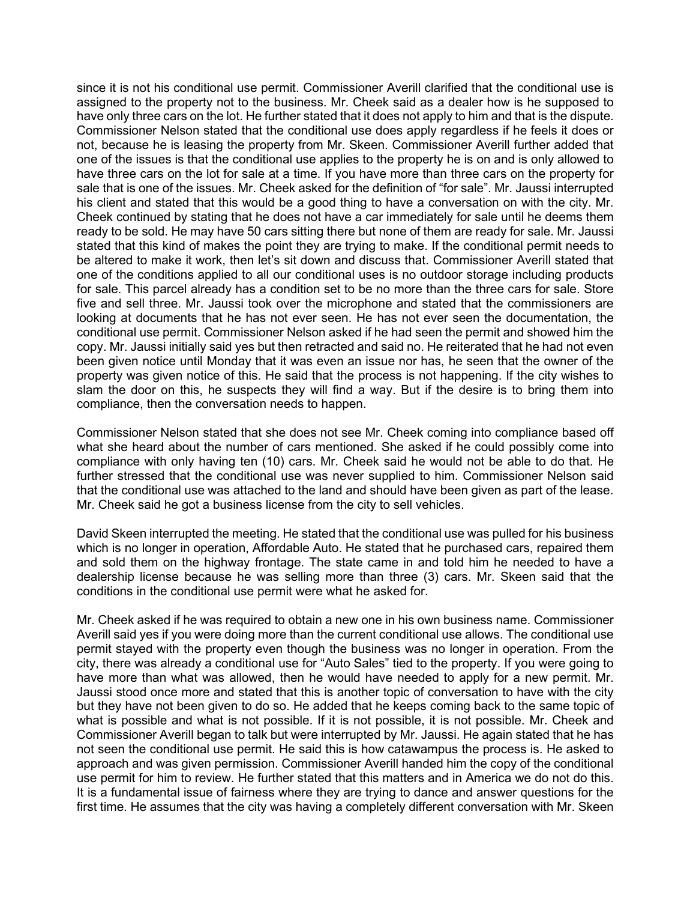since it is not his conditional use permit. Commissioner Averill clarified that the conditional use is assigned to the property not to the business. Mr. Cheek said as a dealer how is he supposed to have only three cars on the lot. He further stated that it does not apply to him and that is the dispute. Commissioner Nelson stated that the conditional use does apply regardless if he feels it does or not, because he is leasing the property from Mr. Skeen. Commissioner Averill further added that one of the issues is that the conditional use applies to the property he is on and is only allowed to have three cars on the lot for sale at a time. If you have more than three cars on the property for sale that is one of the issues. Mr. Cheek asked for the definition of "for sale". Mr. Jaussi interrupted his client and stated that this would be a good thing to have a conversation on with the city. Mr. Cheek continued by stating that he does not have a car immediately for sale until he deems them ready to be sold. He may have 50 cars sitting there but none of them are ready for sale. Mr. Jaussi stated that this kind of makes the point they are trying to make. If the conditional permit needs to be altered to make it work, then let's sit down and discuss that. Commissioner Averill stated that one of the conditions applied to all our conditional uses is no outdoor storage including products for sale. This parcel already has a condition set to be no more than the three cars for sale. Store five and sell three. Mr. Jaussi took over the microphone and stated that the commissioners are looking at documents that he has not ever seen. He has not ever seen the documentation, the conditional use permit. Commissioner Nelson asked if he had seen the permit and showed him the copy. Mr. Jaussi initially said yes but then retracted and said no. He reiterated that he had not even been given notice until Monday that it was even an issue nor has, he seen that the owner of the property was given notice of this. He said that the process is not happening. If the city wishes to slam the door on this, he suspects they will find a way. But if the desire is to bring them into compliance, then the conversation needs to happen.

Commissioner Nelson stated that she does not see Mr. Cheek coming into compliance based off what she heard about the number of cars mentioned. She asked if he could possibly come into compliance with only having ten (10) cars. Mr. Cheek said he would not be able to do that. He further stressed that the conditional use was never supplied to him. Commissioner Nelson said that the conditional use was attached to the land and should have been given as part of the lease. Mr. Cheek said he got a business license from the city to sell vehicles.

David Skeen interrupted the meeting. He stated that the conditional use was pulled for his business which is no longer in operation, Affordable Auto. He stated that he purchased cars, repaired them and sold them on the highway frontage. The state came in and told him he needed to have a dealership license because he was selling more than three (3) cars. Mr. Skeen said that the conditions in the conditional use permit were what he asked for.

Mr. Cheek asked if he was required to obtain a new one in his own business name. Commissioner Averill said yes if you were doing more than the current conditional use allows. The conditional use permit stayed with the property even though the business was no longer in operation. From the city, there was already a conditional use for "Auto Sales" tied to the property. If you were going to have more than what was allowed, then he would have needed to apply for a new permit. Mr. Jaussi stood once more and stated that this is another topic of conversation to have with the city but they have not been given to do so. He added that he keeps coming back to the same topic of what is possible and what is not possible. If it is not possible, it is not possible. Mr. Cheek and Commissioner Averill began to talk but were interrupted by Mr. Jaussi. He again stated that he has not seen the conditional use permit. He said this is how catawampus the process is. He asked to approach and was given permission. Commissioner Averill handed him the copy of the conditional use permit for him to review. He further stated that this matters and in America we do not do this. It is a fundamental issue of fairness where they are trying to dance and answer questions for the first time. He assumes that the city was having a completely different conversation with Mr. Skeen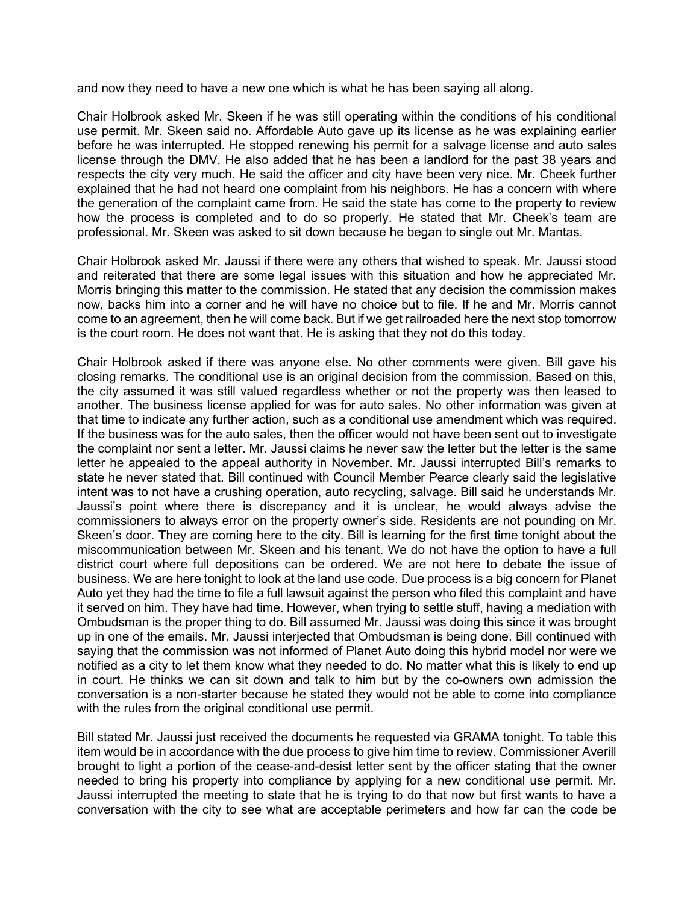and now they need to have a new one which is what he has been saying all along.

Chair Holbrook asked Mr. Skeen if he was still operating within the conditions of his conditional use permit. Mr. Skeen said no. Affordable Auto gave up its license as he was explaining earlier before he was interrupted. He stopped renewing his permit for a salvage license and auto sales license through the DMV. He also added that he has been a landlord for the past 38 years and respects the city very much. He said the officer and city have been very nice. Mr. Cheek further explained that he had not heard one complaint from his neighbors. He has a concern with where the generation of the complaint came from. He said the state has come to the property to review how the process is completed and to do so properly. He stated that Mr. Cheek's team are professional. Mr. Skeen was asked to sit down because he began to single out Mr. Mantas.

Chair Holbrook asked Mr. Jaussi if there were any others that wished to speak. Mr. Jaussi stood and reiterated that there are some legal issues with this situation and how he appreciated Mr. Morris bringing this matter to the commission. He stated that any decision the commission makes now, backs him into a corner and he will have no choice but to file. If he and Mr. Morris cannot come to an agreement, then he will come back. But if we get railroaded here the next stop tomorrow is the court room. He does not want that. He is asking that they not do this today.

Chair Holbrook asked if there was anyone else. No other comments were given. Bill gave his closing remarks. The conditional use is an original decision from the commission. Based on this, the city assumed it was still valued regardless whether or not the property was then leased to another. The business license applied for was for auto sales. No other information was given at that time to indicate any further action, such as a conditional use amendment which was required. If the business was for the auto sales, then the officer would not have been sent out to investigate the complaint nor sent a letter. Mr. Jaussi claims he never saw the letter but the letter is the same letter he appealed to the appeal authority in November. Mr. Jaussi interrupted Bill's remarks to state he never stated that. Bill continued with Council Member Pearce clearly said the legislative intent was to not have a crushing operation, auto recycling, salvage. Bill said he understands Mr. Jaussi's point where there is discrepancy and it is unclear, he would always advise the commissioners to always error on the property owner's side. Residents are not pounding on Mr. Skeen's door. They are coming here to the city. Bill is learning for the first time tonight about the miscommunication between Mr. Skeen and his tenant. We do not have the option to have a full district court where full depositions can be ordered. We are not here to debate the issue of business. We are here tonight to look at the land use code. Due process is a big concern for Planet Auto yet they had the time to file a full lawsuit against the person who filed this complaint and have it served on him. They have had time. However, when trying to settle stuff, having a mediation with Ombudsman is the proper thing to do. Bill assumed Mr. Jaussi was doing this since it was brought up in one of the emails. Mr. Jaussi interjected that Ombudsman is being done. Bill continued with saying that the commission was not informed of Planet Auto doing this hybrid model nor were we notified as a city to let them know what they needed to do. No matter what this is likely to end up in court. He thinks we can sit down and talk to him but by the co-owners own admission the conversation is a non-starter because he stated they would not be able to come into compliance with the rules from the original conditional use permit.

Bill stated Mr. Jaussi just received the documents he requested via GRAMA tonight. To table this item would be in accordance with the due process to give him time to review. Commissioner Averill brought to light a portion of the cease-and-desist letter sent by the officer stating that the owner needed to bring his property into compliance by applying for a new conditional use permit. Mr. Jaussi interrupted the meeting to state that he is trying to do that now but first wants to have a conversation with the city to see what are acceptable perimeters and how far can the code be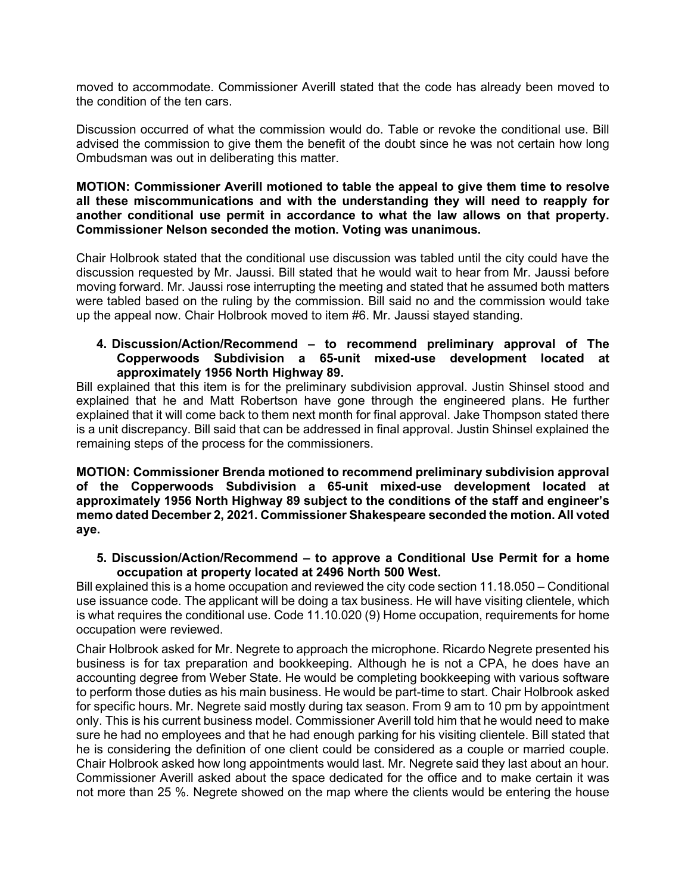moved to accommodate. Commissioner Averill stated that the code has already been moved to the condition of the ten cars.

Discussion occurred of what the commission would do. Table or revoke the conditional use. Bill advised the commission to give them the benefit of the doubt since he was not certain how long Ombudsman was out in deliberating this matter.

**MOTION: Commissioner Averill motioned to table the appeal to give them time to resolve all these miscommunications and with the understanding they will need to reapply for another conditional use permit in accordance to what the law allows on that property. Commissioner Nelson seconded the motion. Voting was unanimous.**

Chair Holbrook stated that the conditional use discussion was tabled until the city could have the discussion requested by Mr. Jaussi. Bill stated that he would wait to hear from Mr. Jaussi before moving forward. Mr. Jaussi rose interrupting the meeting and stated that he assumed both matters were tabled based on the ruling by the commission. Bill said no and the commission would take up the appeal now. Chair Holbrook moved to item #6. Mr. Jaussi stayed standing.

**4. Discussion/Action/Recommend – to recommend preliminary approval of The Copperwoods Subdivision a 65-unit mixed-use development located at approximately 1956 North Highway 89.**

Bill explained that this item is for the preliminary subdivision approval. Justin Shinsel stood and explained that he and Matt Robertson have gone through the engineered plans. He further explained that it will come back to them next month for final approval. Jake Thompson stated there is a unit discrepancy. Bill said that can be addressed in final approval. Justin Shinsel explained the remaining steps of the process for the commissioners.

**MOTION: Commissioner Brenda motioned to recommend preliminary subdivision approval of the Copperwoods Subdivision a 65-unit mixed-use development located at approximately 1956 North Highway 89 subject to the conditions of the staff and engineer's memo dated December 2, 2021. Commissioner Shakespeare seconded the motion. All voted aye.**

**5. Discussion/Action/Recommend – to approve a Conditional Use Permit for a home occupation at property located at 2496 North 500 West.**

Bill explained this is a home occupation and reviewed the city code section 11.18.050 – Conditional use issuance code. The applicant will be doing a tax business. He will have visiting clientele, which is what requires the conditional use. Code 11.10.020 (9) Home occupation, requirements for home occupation were reviewed.

Chair Holbrook asked for Mr. Negrete to approach the microphone. Ricardo Negrete presented his business is for tax preparation and bookkeeping. Although he is not a CPA, he does have an accounting degree from Weber State. He would be completing bookkeeping with various software to perform those duties as his main business. He would be part-time to start. Chair Holbrook asked for specific hours. Mr. Negrete said mostly during tax season. From 9 am to 10 pm by appointment only. This is his current business model. Commissioner Averill told him that he would need to make sure he had no employees and that he had enough parking for his visiting clientele. Bill stated that he is considering the definition of one client could be considered as a couple or married couple. Chair Holbrook asked how long appointments would last. Mr. Negrete said they last about an hour. Commissioner Averill asked about the space dedicated for the office and to make certain it was not more than 25 %. Negrete showed on the map where the clients would be entering the house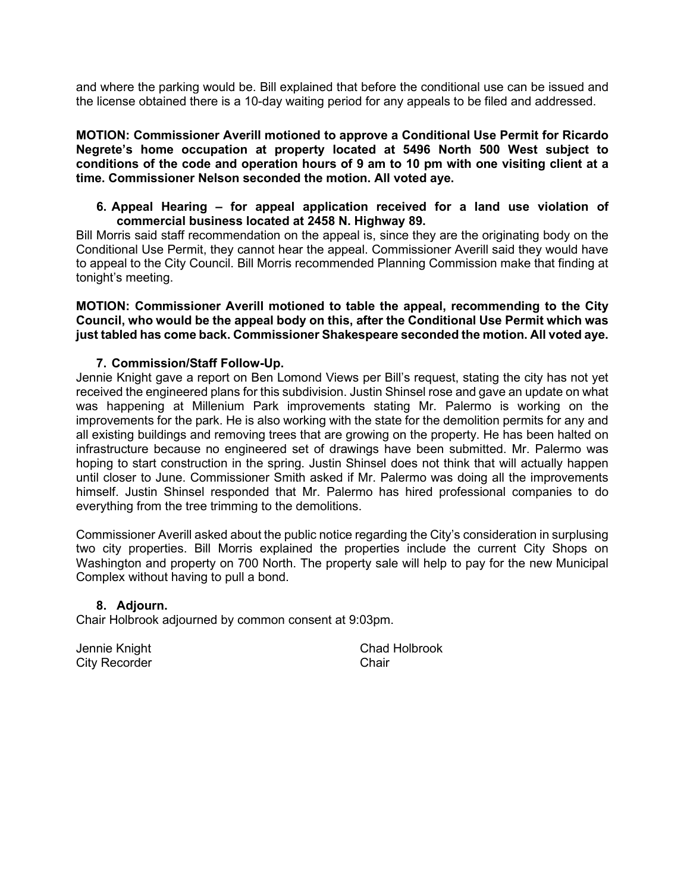and where the parking would be. Bill explained that before the conditional use can be issued and the license obtained there is a 10-day waiting period for any appeals to be filed and addressed.

**MOTION: Commissioner Averill motioned to approve a Conditional Use Permit for Ricardo Negrete's home occupation at property located at 5496 North 500 West subject to conditions of the code and operation hours of 9 am to 10 pm with one visiting client at a time. Commissioner Nelson seconded the motion. All voted aye.**

6. **Appeal Hearing – for appeal application received for a land use violation of commercial business located at 2458 N. Highway 89.**

Bill Morris said staff recommendation on the appeal is, since they are the originating body on the Conditional Use Permit, they cannot hear the appeal. Commissioner Averill said they would have to appeal to the City Council. Bill Morris recommended Planning Commission make that finding at tonight's meeting.

**MOTION: Commissioner Averill motioned to table the appeal, recommending to the City Council, who would be the appeal body on this, after the Conditional Use Permit which was just tabled has come back. Commissioner Shakespeare seconded the motion. All voted aye.**

7. **Commission/Staff Follow-Up.**

Jennie Knight gave a report on Ben Lomond Views per Bill's request, stating the city has not yet received the engineered plans for this subdivision. Justin Shinsel rose and gave an update on what was happening at Millenium Park improvements stating Mr. Palermo is working on the improvements for the park. He is also working with the state for the demolition permits for any and all existing buildings and removing trees that are growing on the property. He has been halted on infrastructure because no engineered set of drawings have been submitted. Mr. Palermo was hoping to start construction in the spring. Justin Shinsel does not think that will actually happen until closer to June. Commissioner Smith asked if Mr. Palermo was doing all the improvements himself. Justin Shinsel responded that Mr. Palermo has hired professional companies to do everything from the tree trimming to the demolitions.

Commissioner Averill asked about the public notice regarding the City's consideration in surplusing two city properties. Bill Morris explained the properties include the current City Shops on Washington and property on 700 North. The property sale will help to pay for the new Municipal Complex without having to pull a bond.

8. **Adjourn.**

Chair Holbrook adjourned by common consent at 9:03pm.

Jennie Knight
City Recorder

Chad Holbrook
Chair